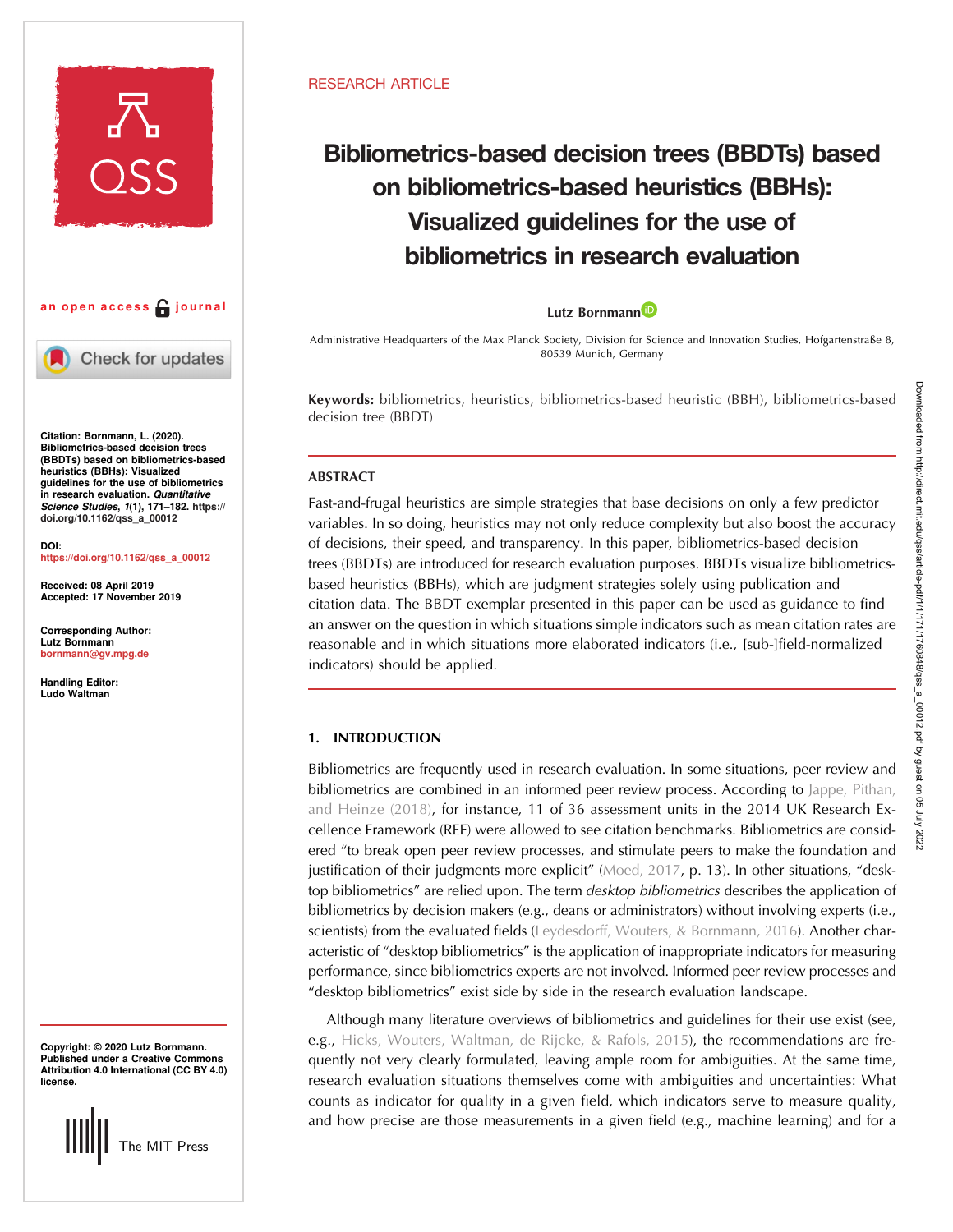RESEARCH ARTICLE

# Bibliometrics-based decision trees (BBDTs) based on bibliometrics-based heuristics (BBHs): Visualized guidelines for the use of bibliometrics in research evaluation

**Lutz Bornmann**

Administrative Headquarters of the Max Planck Society, Division for Science and Innovation Studies, Hofgartenstraße 8, 80539 Munich, Germany

an open access journal

**Citation:** Bornmann, L. (2020). Bibliometrics-based decision trees (BBDTs) based on bibliometrics-based heuristics (BBHs): Visualized guidelines for the use of bibliometrics in research evaluation. *Quantitative Science Studies, 1*(1), 171–182. https://doi.org/10.1162/qss_a_00012

**DOI:** https://doi.org/10.1162/qss_a_00012

**Received:** 08 April 2019
**Accepted:** 17 November 2019

**Corresponding Author:** Lutz Bornmann bornmann@gv.mpg.de

**Handling Editor:** Ludo Waltman

**Copyright:** © 2020 Lutz Bornmann. Published under a Creative Commons Attribution 4.0 International (CC BY 4.0) license.

**Keywords:** bibliometrics, heuristics, bibliometrics-based heuristic (BBH), bibliometrics-based decision tree (BBDT)

## ABSTRACT

Fast-and-frugal heuristics are simple strategies that base decisions on only a few predictor variables. In so doing, heuristics may not only reduce complexity but also boost the accuracy of decisions, their speed, and transparency. In this paper, bibliometrics-based decision trees (BBDTs) are introduced for research evaluation purposes. BBDTs visualize bibliometrics-based heuristics (BBHs), which are judgment strategies solely using publication and citation data. The BBDT exemplar presented in this paper can be used as guidance to find an answer on the question in which situations simple indicators such as mean citation rates are reasonable and in which situations more elaborated indicators (i.e., [sub-]field-normalized indicators) should be applied.

## 1. INTRODUCTION

Bibliometrics are frequently used in research evaluation. In some situations, peer review and bibliometrics are combined in an informed peer review process. According to Jappe, Pithan, and Heinze (2018), for instance, 11 of 36 assessment units in the 2014 UK Research Excellence Framework (REF) were allowed to see citation benchmarks. Bibliometrics are considered "to break open peer review processes, and stimulate peers to make the foundation and justification of their judgments more explicit" (Moed, 2017, p. 13). In other situations, "desktop bibliometrics" are relied upon. The term *desktop bibliometrics* describes the application of bibliometrics by decision makers (e.g., deans or administrators) without involving experts (i.e., scientists) from the evaluated fields (Leydesdorff, Wouters, & Bornmann, 2016). Another characteristic of "desktop bibliometrics" is the application of inappropriate indicators for measuring performance, since bibliometrics experts are not involved. Informed peer review processes and "desktop bibliometrics" exist side by side in the research evaluation landscape.

Although many literature overviews of bibliometrics and guidelines for their use exist (see, e.g., Hicks, Wouters, Waltman, de Rijcke, & Rafols, 2015), the recommendations are frequently not very clearly formulated, leaving ample room for ambiguities. At the same time, research evaluation situations themselves come with ambiguities and uncertainties: What counts as indicator for quality in a given field, which indicators serve to measure quality, and how precise are those measurements in a given field (e.g., machine learning) and for a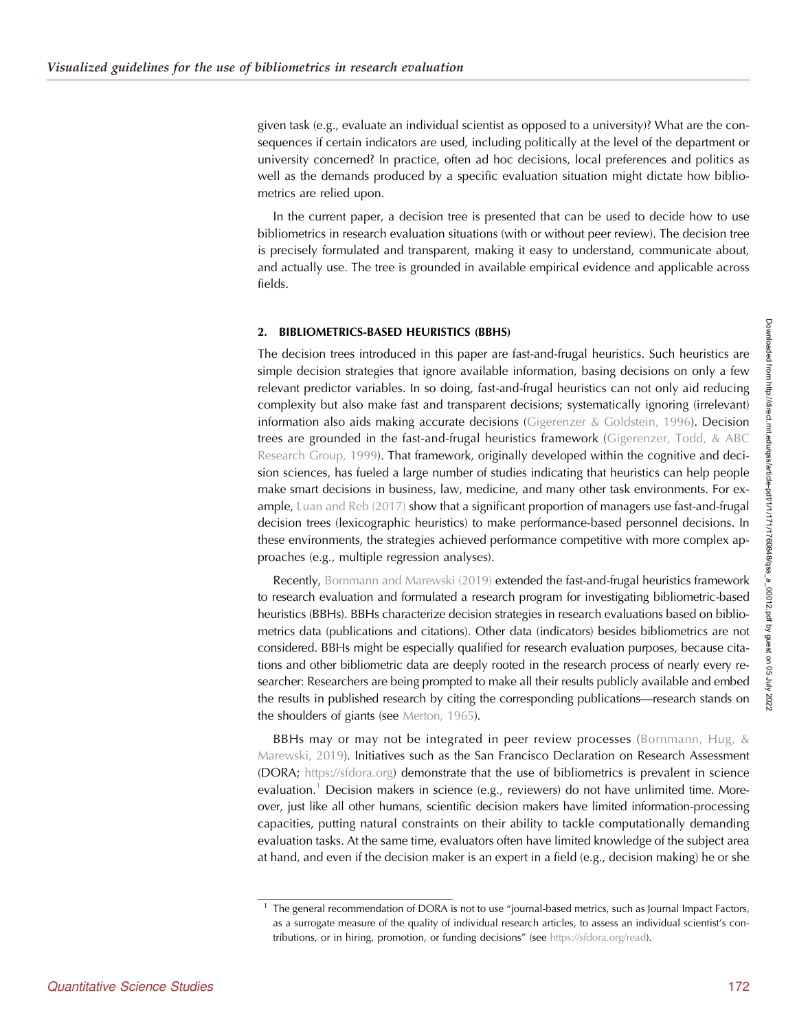given task (e.g., evaluate an individual scientist as opposed to a university)? What are the consequences if certain indicators are used, including politically at the level of the department or university concerned? In practice, often ad hoc decisions, local preferences and politics as well as the demands produced by a specific evaluation situation might dictate how bibliometrics are relied upon.

In the current paper, a decision tree is presented that can be used to decide how to use bibliometrics in research evaluation situations (with or without peer review). The decision tree is precisely formulated and transparent, making it easy to understand, communicate about, and actually use. The tree is grounded in available empirical evidence and applicable across fields.

## 2. BIBLIOMETRICS-BASED HEURISTICS (BBHS)

The decision trees introduced in this paper are fast-and-frugal heuristics. Such heuristics are simple decision strategies that ignore available information, basing decisions on only a few relevant predictor variables. In so doing, fast-and-frugal heuristics can not only aid reducing complexity but also make fast and transparent decisions; systematically ignoring (irrelevant) information also aids making accurate decisions (Gigerenzer & Goldstein, 1996). Decision trees are grounded in the fast-and-frugal heuristics framework (Gigerenzer, Todd, & ABC Research Group, 1999). That framework, originally developed within the cognitive and decision sciences, has fueled a large number of studies indicating that heuristics can help people make smart decisions in business, law, medicine, and many other task environments. For example, Luan and Reb (2017) show that a significant proportion of managers use fast-and-frugal decision trees (lexicographic heuristics) to make performance-based personnel decisions. In these environments, the strategies achieved performance competitive with more complex approaches (e.g., multiple regression analyses).

Recently, Bornmann and Marewski (2019) extended the fast-and-frugal heuristics framework to research evaluation and formulated a research program for investigating bibliometric-based heuristics (BBHs). BBHs characterize decision strategies in research evaluations based on bibliometrics data (publications and citations). Other data (indicators) besides bibliometrics are not considered. BBHs might be especially qualified for research evaluation purposes, because citations and other bibliometric data are deeply rooted in the research process of nearly every researcher: Researchers are being prompted to make all their results publicly available and embed the results in published research by citing the corresponding publications—research stands on the shoulders of giants (see Merton, 1965).

BBHs may or may not be integrated in peer review processes (Bornmann, Hug, & Marewski, 2019). Initiatives such as the San Francisco Declaration on Research Assessment (DORA; https://sfdora.org) demonstrate that the use of bibliometrics is prevalent in science evaluation.[1] Decision makers in science (e.g., reviewers) do not have unlimited time. Moreover, just like all other humans, scientific decision makers have limited information-processing capacities, putting natural constraints on their ability to tackle computationally demanding evaluation tasks. At the same time, evaluators often have limited knowledge of the subject area at hand, and even if the decision maker is an expert in a field (e.g., decision making) he or she

[1] The general recommendation of DORA is not to use "journal-based metrics, such as Journal Impact Factors, as a surrogate measure of the quality of individual research articles, to assess an individual scientist's contributions, or in hiring, promotion, or funding decisions" (see https://sfdora.org/read).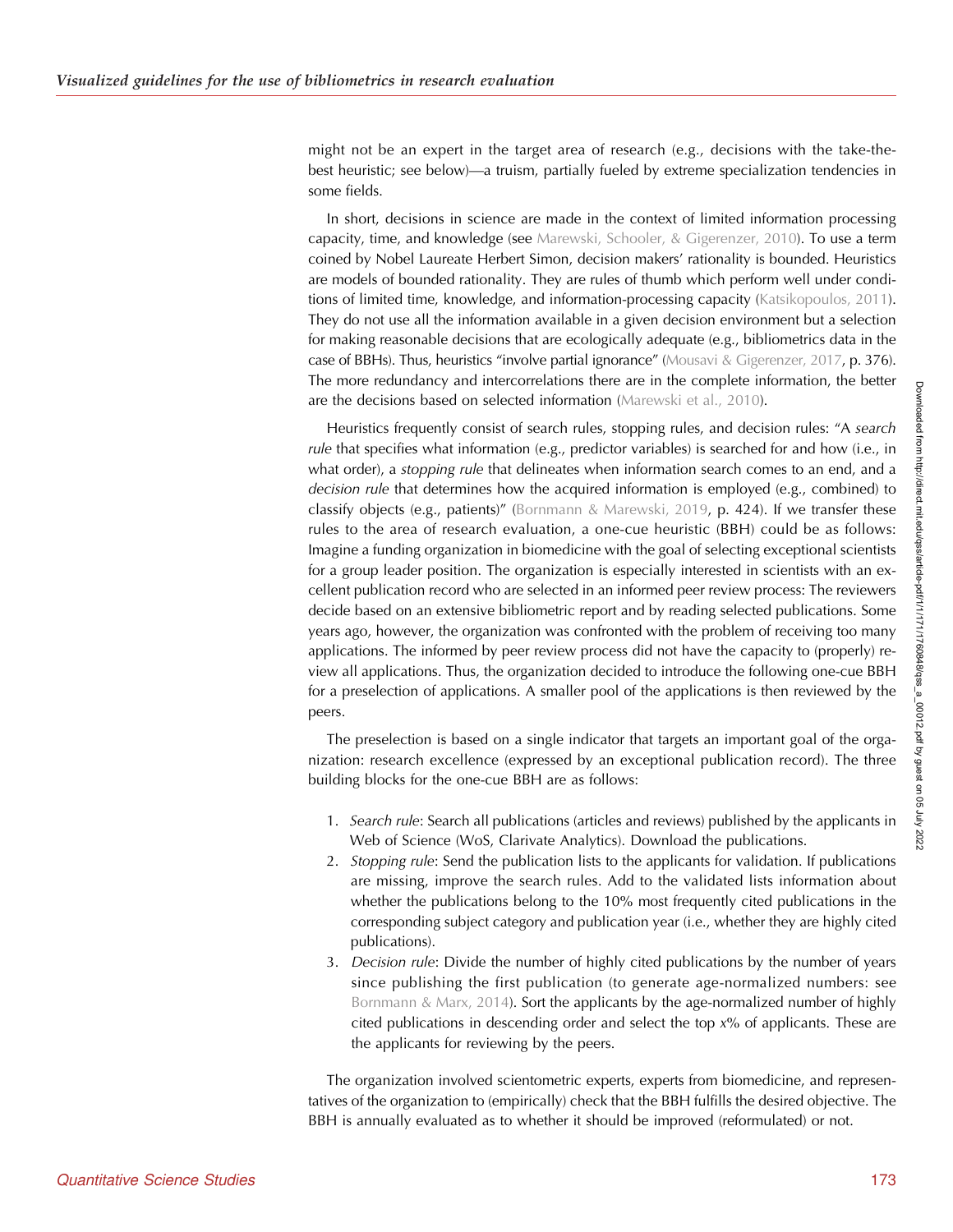might not be an expert in the target area of research (e.g., decisions with the take-the-best heuristic; see below)—a truism, partially fueled by extreme specialization tendencies in some fields.

In short, decisions in science are made in the context of limited information processing capacity, time, and knowledge (see Marewski, Schooler, & Gigerenzer, 2010). To use a term coined by Nobel Laureate Herbert Simon, decision makers' rationality is bounded. Heuristics are models of bounded rationality. They are rules of thumb which perform well under conditions of limited time, knowledge, and information-processing capacity (Katsikopoulos, 2011). They do not use all the information available in a given decision environment but a selection for making reasonable decisions that are ecologically adequate (e.g., bibliometrics data in the case of BBHs). Thus, heuristics "involve partial ignorance" (Mousavi & Gigerenzer, 2017, p. 376). The more redundancy and intercorrelations there are in the complete information, the better are the decisions based on selected information (Marewski et al., 2010).

Heuristics frequently consist of search rules, stopping rules, and decision rules: "A *search rule* that specifies what information (e.g., predictor variables) is searched for and how (i.e., in what order), a *stopping rule* that delineates when information search comes to an end, and a *decision rule* that determines how the acquired information is employed (e.g., combined) to classify objects (e.g., patients)" (Bornmann & Marewski, 2019, p. 424). If we transfer these rules to the area of research evaluation, a one-cue heuristic (BBH) could be as follows: Imagine a funding organization in biomedicine with the goal of selecting exceptional scientists for a group leader position. The organization is especially interested in scientists with an excellent publication record who are selected in an informed peer review process: The reviewers decide based on an extensive bibliometric report and by reading selected publications. Some years ago, however, the organization was confronted with the problem of receiving too many applications. The informed by peer review process did not have the capacity to (properly) review all applications. Thus, the organization decided to introduce the following one-cue BBH for a preselection of applications. A smaller pool of the applications is then reviewed by the peers.

The preselection is based on a single indicator that targets an important goal of the organization: research excellence (expressed by an exceptional publication record). The three building blocks for the one-cue BBH are as follows:

1. *Search rule*: Search all publications (articles and reviews) published by the applicants in Web of Science (WoS, Clarivate Analytics). Download the publications.
2. *Stopping rule*: Send the publication lists to the applicants for validation. If publications are missing, improve the search rules. Add to the validated lists information about whether the publications belong to the 10% most frequently cited publications in the corresponding subject category and publication year (i.e., whether they are highly cited publications).
3. *Decision rule*: Divide the number of highly cited publications by the number of years since publishing the first publication (to generate age-normalized numbers: see Bornmann & Marx, 2014). Sort the applicants by the age-normalized number of highly cited publications in descending order and select the top $x$% of applicants. These are the applicants for reviewing by the peers.

The organization involved scientometric experts, experts from biomedicine, and representatives of the organization to (empirically) check that the BBH fulfills the desired objective. The BBH is annually evaluated as to whether it should be improved (reformulated) or not.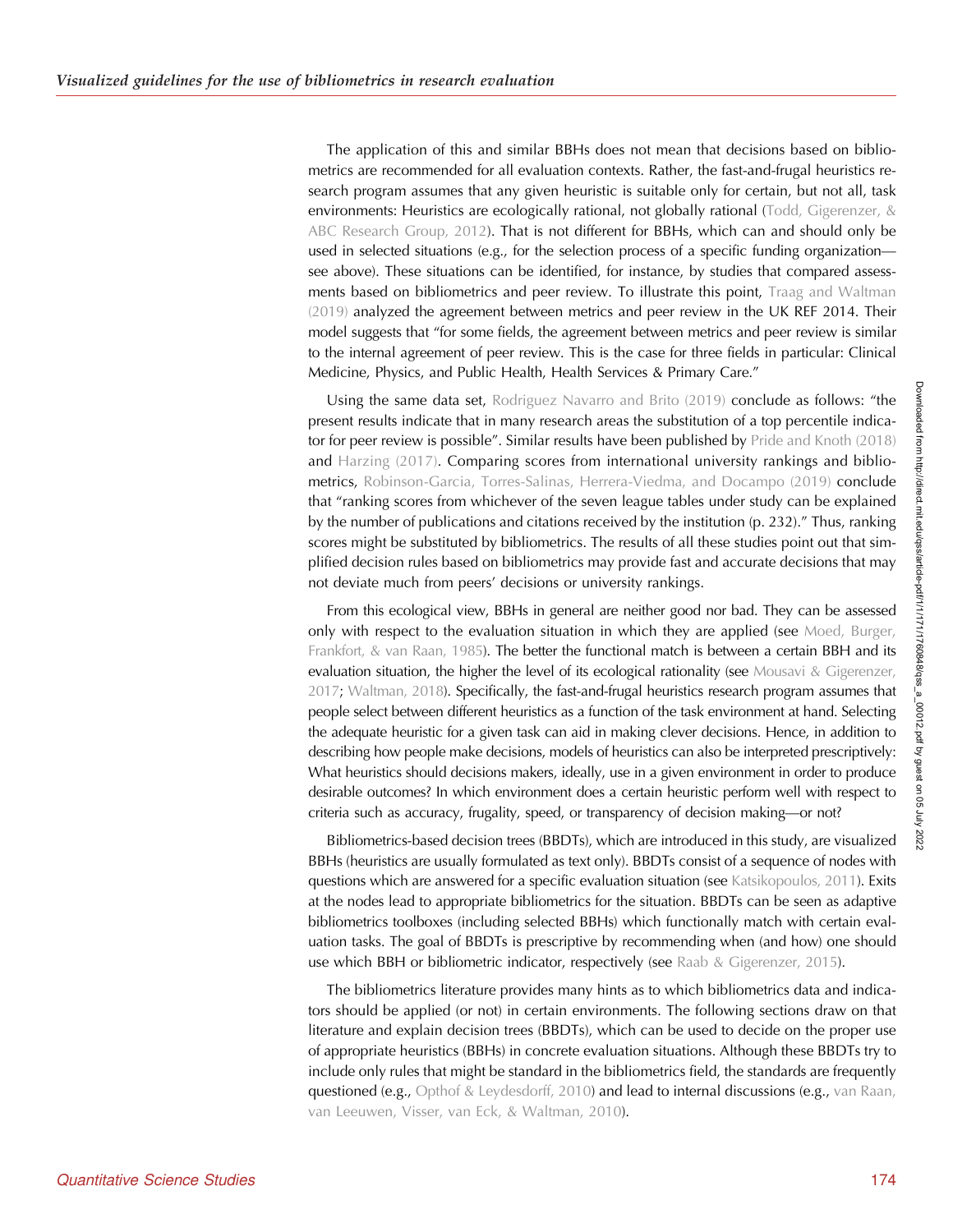The application of this and similar BBHs does not mean that decisions based on bibliometrics are recommended for all evaluation contexts. Rather, the fast-and-frugal heuristics research program assumes that any given heuristic is suitable only for certain, but not all, task environments: Heuristics are ecologically rational, not globally rational (Todd, Gigerenzer, & ABC Research Group, 2012). That is not different for BBHs, which can and should only be used in selected situations (e.g., for the selection process of a specific funding organization—see above). These situations can be identified, for instance, by studies that compared assessments based on bibliometrics and peer review. To illustrate this point, Traag and Waltman (2019) analyzed the agreement between metrics and peer review in the UK REF 2014. Their model suggests that "for some fields, the agreement between metrics and peer review is similar to the internal agreement of peer review. This is the case for three fields in particular: Clinical Medicine, Physics, and Public Health, Health Services & Primary Care."

Using the same data set, Rodriguez Navarro and Brito (2019) conclude as follows: "the present results indicate that in many research areas the substitution of a top percentile indicator for peer review is possible". Similar results have been published by Pride and Knoth (2018) and Harzing (2017). Comparing scores from international university rankings and bibliometrics, Robinson-Garcia, Torres-Salinas, Herrera-Viedma, and Docampo (2019) conclude that "ranking scores from whichever of the seven league tables under study can be explained by the number of publications and citations received by the institution (p. 232)." Thus, ranking scores might be substituted by bibliometrics. The results of all these studies point out that simplified decision rules based on bibliometrics may provide fast and accurate decisions that may not deviate much from peers' decisions or university rankings.

From this ecological view, BBHs in general are neither good nor bad. They can be assessed only with respect to the evaluation situation in which they are applied (see Moed, Burger, Frankfort, & van Raan, 1985). The better the functional match is between a certain BBH and its evaluation situation, the higher the level of its ecological rationality (see Mousavi & Gigerenzer, 2017; Waltman, 2018). Specifically, the fast-and-frugal heuristics research program assumes that people select between different heuristics as a function of the task environment at hand. Selecting the adequate heuristic for a given task can aid in making clever decisions. Hence, in addition to describing how people make decisions, models of heuristics can also be interpreted prescriptively: What heuristics should decisions makers, ideally, use in a given environment in order to produce desirable outcomes? In which environment does a certain heuristic perform well with respect to criteria such as accuracy, frugality, speed, or transparency of decision making—or not?

Bibliometrics-based decision trees (BBDTs), which are introduced in this study, are visualized BBHs (heuristics are usually formulated as text only). BBDTs consist of a sequence of nodes with questions which are answered for a specific evaluation situation (see Katsikopoulos, 2011). Exits at the nodes lead to appropriate bibliometrics for the situation. BBDTs can be seen as adaptive bibliometrics toolboxes (including selected BBHs) which functionally match with certain evaluation tasks. The goal of BBDTs is prescriptive by recommending when (and how) one should use which BBH or bibliometric indicator, respectively (see Raab & Gigerenzer, 2015).

The bibliometrics literature provides many hints as to which bibliometrics data and indicators should be applied (or not) in certain environments. The following sections draw on that literature and explain decision trees (BBDTs), which can be used to decide on the proper use of appropriate heuristics (BBHs) in concrete evaluation situations. Although these BBDTs try to include only rules that might be standard in the bibliometrics field, the standards are frequently questioned (e.g., Opthof & Leydesdorff, 2010) and lead to internal discussions (e.g., van Raan, van Leeuwen, Visser, van Eck, & Waltman, 2010).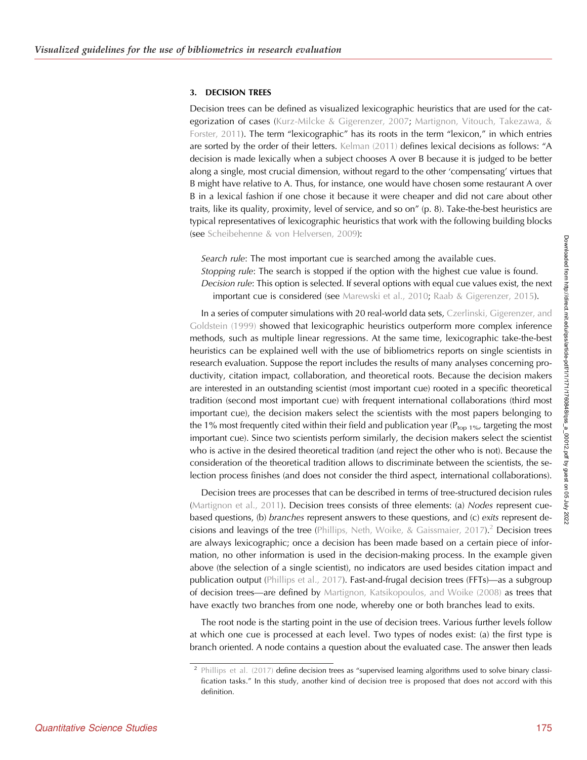## 3. DECISION TREES

Decision trees can be defined as visualized lexicographic heuristics that are used for the categorization of cases (Kurz-Milcke & Gigerenzer, 2007; Martignon, Vitouch, Takezawa, & Forster, 2011). The term "lexicographic" has its roots in the term "lexicon," in which entries are sorted by the order of their letters. Kelman (2011) defines lexical decisions as follows: "A decision is made lexically when a subject chooses A over B because it is judged to be better along a single, most crucial dimension, without regard to the other 'compensating' virtues that B might have relative to A. Thus, for instance, one would have chosen some restaurant A over B in a lexical fashion if one chose it because it were cheaper and did not care about other traits, like its quality, proximity, level of service, and so on" (p. 8). Take-the-best heuristics are typical representatives of lexicographic heuristics that work with the following building blocks (see Scheibehenne & von Helversen, 2009):

*Search rule*: The most important cue is searched among the available cues.
*Stopping rule*: The search is stopped if the option with the highest cue value is found.
*Decision rule*: This option is selected. If several options with equal cue values exist, the next important cue is considered (see Marewski et al., 2010; Raab & Gigerenzer, 2015).

In a series of computer simulations with 20 real-world data sets, Czerlinski, Gigerenzer, and Goldstein (1999) showed that lexicographic heuristics outperform more complex inference methods, such as multiple linear regressions. At the same time, lexicographic take-the-best heuristics can be explained well with the use of bibliometrics reports on single scientists in research evaluation. Suppose the report includes the results of many analyses concerning productivity, citation impact, collaboration, and theoretical roots. Because the decision makers are interested in an outstanding scientist (most important cue) rooted in a specific theoretical tradition (second most important cue) with frequent international collaborations (third most important cue), the decision makers select the scientists with the most papers belonging to the 1% most frequently cited within their field and publication year ($P_{top\ 1\%}$, targeting the most important cue). Since two scientists perform similarly, the decision makers select the scientist who is active in the desired theoretical tradition (and reject the other who is not). Because the consideration of the theoretical tradition allows to discriminate between the scientists, the selection process finishes (and does not consider the third aspect, international collaborations).

Decision trees are processes that can be described in terms of tree-structured decision rules (Martignon et al., 2011). Decision trees consists of three elements: (a) *Nodes* represent cue-based questions, (b) *branches* represent answers to these questions, and (c) *exits* represent decisions and leavings of the tree (Phillips, Neth, Woike, & Gaissmaier, 2017).[2] Decision trees are always lexicographic; once a decision has been made based on a certain piece of information, no other information is used in the decision-making process. In the example given above (the selection of a single scientist), no indicators are used besides citation impact and publication output (Phillips et al., 2017). Fast-and-frugal decision trees (FFTs)—as a subgroup of decision trees—are defined by Martignon, Katsikopoulos, and Woike (2008) as trees that have exactly two branches from one node, whereby one or both branches lead to exits.

The root node is the starting point in the use of decision trees. Various further levels follow at which one cue is processed at each level. Two types of nodes exist: (a) the first type is branch oriented. A node contains a question about the evaluated case. The answer then leads

[2] Phillips et al. (2017) define decision trees as "supervised learning algorithms used to solve binary classification tasks." In this study, another kind of decision tree is proposed that does not accord with this definition.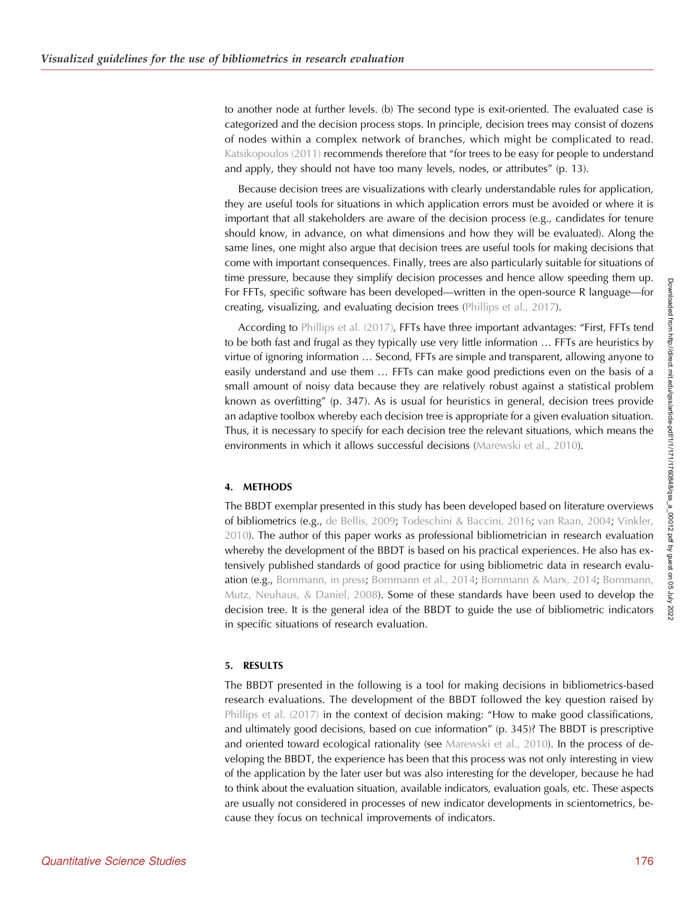to another node at further levels. (b) The second type is exit-oriented. The evaluated case is categorized and the decision process stops. In principle, decision trees may consist of dozens of nodes within a complex network of branches, which might be complicated to read. Katsikopoulos (2011) recommends therefore that "for trees to be easy for people to understand and apply, they should not have too many levels, nodes, or attributes" (p. 13).

Because decision trees are visualizations with clearly understandable rules for application, they are useful tools for situations in which application errors must be avoided or where it is important that all stakeholders are aware of the decision process (e.g., candidates for tenure should know, in advance, on what dimensions and how they will be evaluated). Along the same lines, one might also argue that decision trees are useful tools for making decisions that come with important consequences. Finally, trees are also particularly suitable for situations of time pressure, because they simplify decision processes and hence allow speeding them up. For FFTs, specific software has been developed—written in the open-source R language—for creating, visualizing, and evaluating decision trees (Phillips et al., 2017).

According to Phillips et al. (2017), FFTs have three important advantages: "First, FFTs tend to be both fast and frugal as they typically use very little information … FFTs are heuristics by virtue of ignoring information … Second, FFTs are simple and transparent, allowing anyone to easily understand and use them … FFTs can make good predictions even on the basis of a small amount of noisy data because they are relatively robust against a statistical problem known as overfitting" (p. 347). As is usual for heuristics in general, decision trees provide an adaptive toolbox whereby each decision tree is appropriate for a given evaluation situation. Thus, it is necessary to specify for each decision tree the relevant situations, which means the environments in which it allows successful decisions (Marewski et al., 2010).

## 4. METHODS

The BBDT exemplar presented in this study has been developed based on literature overviews of bibliometrics (e.g., de Bellis, 2009; Todeschini & Baccini, 2016; van Raan, 2004; Vinkler, 2010). The author of this paper works as professional bibliometrician in research evaluation whereby the development of the BBDT is based on his practical experiences. He also has extensively published standards of good practice for using bibliometric data in research evaluation (e.g., Bornmann, in press; Bornmann et al., 2014; Bornmann & Marx, 2014; Bornmann, Mutz, Neuhaus, & Daniel, 2008). Some of these standards have been used to develop the decision tree. It is the general idea of the BBDT to guide the use of bibliometric indicators in specific situations of research evaluation.

## 5. RESULTS

The BBDT presented in the following is a tool for making decisions in bibliometrics-based research evaluations. The development of the BBDT followed the key question raised by Phillips et al. (2017) in the context of decision making: "How to make good classifications, and ultimately good decisions, based on cue information" (p. 345)? The BBDT is prescriptive and oriented toward ecological rationality (see Marewski et al., 2010). In the process of developing the BBDT, the experience has been that this process was not only interesting in view of the application by the later user but was also interesting for the developer, because he had to think about the evaluation situation, available indicators, evaluation goals, etc. These aspects are usually not considered in processes of new indicator developments in scientometrics, because they focus on technical improvements of indicators.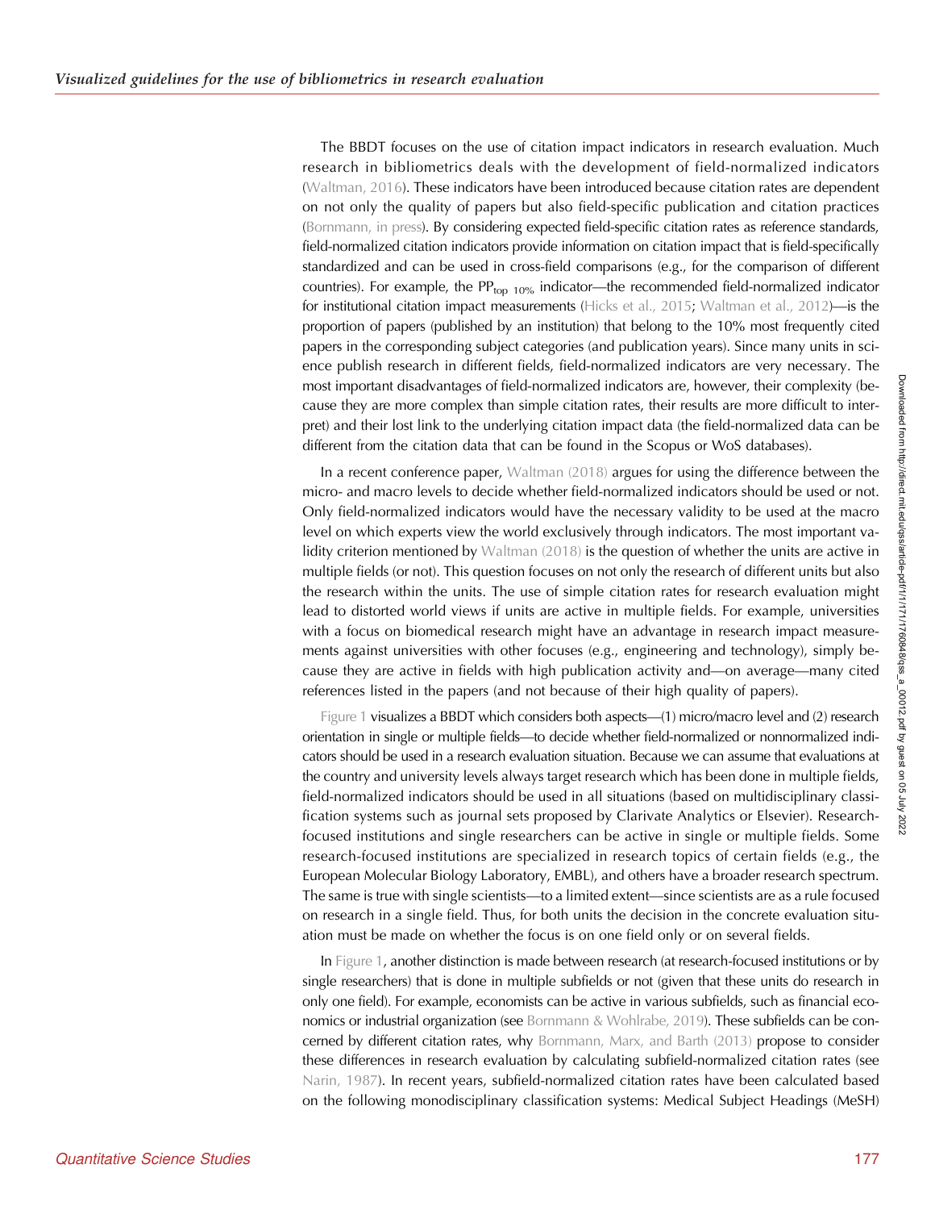The BBDT focuses on the use of citation impact indicators in research evaluation. Much research in bibliometrics deals with the development of field-normalized indicators (Waltman, 2016). These indicators have been introduced because citation rates are dependent on not only the quality of papers but also field-specific publication and citation practices (Bornmann, in press). By considering expected field-specific citation rates as reference standards, field-normalized citation indicators provide information on citation impact that is field-specifically standardized and can be used in cross-field comparisons (e.g., for the comparison of different countries). For example, the $PP_{top\ 10\%}$ indicator—the recommended field-normalized indicator for institutional citation impact measurements (Hicks et al., 2015; Waltman et al., 2012)—is the proportion of papers (published by an institution) that belong to the 10% most frequently cited papers in the corresponding subject categories (and publication years). Since many units in science publish research in different fields, field-normalized indicators are very necessary. The most important disadvantages of field-normalized indicators are, however, their complexity (because they are more complex than simple citation rates, their results are more difficult to interpret) and their lost link to the underlying citation impact data (the field-normalized data can be different from the citation data that can be found in the Scopus or WoS databases).

In a recent conference paper, Waltman (2018) argues for using the difference between the micro- and macro levels to decide whether field-normalized indicators should be used or not. Only field-normalized indicators would have the necessary validity to be used at the macro level on which experts view the world exclusively through indicators. The most important validity criterion mentioned by Waltman (2018) is the question of whether the units are active in multiple fields (or not). This question focuses on not only the research of different units but also the research within the units. The use of simple citation rates for research evaluation might lead to distorted world views if units are active in multiple fields. For example, universities with a focus on biomedical research might have an advantage in research impact measurements against universities with other focuses (e.g., engineering and technology), simply because they are active in fields with high publication activity and—on average—many cited references listed in the papers (and not because of their high quality of papers).

Figure 1 visualizes a BBDT which considers both aspects—(1) micro/macro level and (2) research orientation in single or multiple fields—to decide whether field-normalized or nonnormalized indicators should be used in a research evaluation situation. Because we can assume that evaluations at the country and university levels always target research which has been done in multiple fields, field-normalized indicators should be used in all situations (based on multidisciplinary classification systems such as journal sets proposed by Clarivate Analytics or Elsevier). Research-focused institutions and single researchers can be active in single or multiple fields. Some research-focused institutions are specialized in research topics of certain fields (e.g., the European Molecular Biology Laboratory, EMBL), and others have a broader research spectrum. The same is true with single scientists—to a limited extent—since scientists are as a rule focused on research in a single field. Thus, for both units the decision in the concrete evaluation situation must be made on whether the focus is on one field only or on several fields.

In Figure 1, another distinction is made between research (at research-focused institutions or by single researchers) that is done in multiple subfields or not (given that these units do research in only one field). For example, economists can be active in various subfields, such as financial economics or industrial organization (see Bornmann & Wohlrabe, 2019). These subfields can be concerned by different citation rates, why Bornmann, Marx, and Barth (2013) propose to consider these differences in research evaluation by calculating subfield-normalized citation rates (see Narin, 1987). In recent years, subfield-normalized citation rates have been calculated based on the following monodisciplinary classification systems: Medical Subject Headings (MeSH)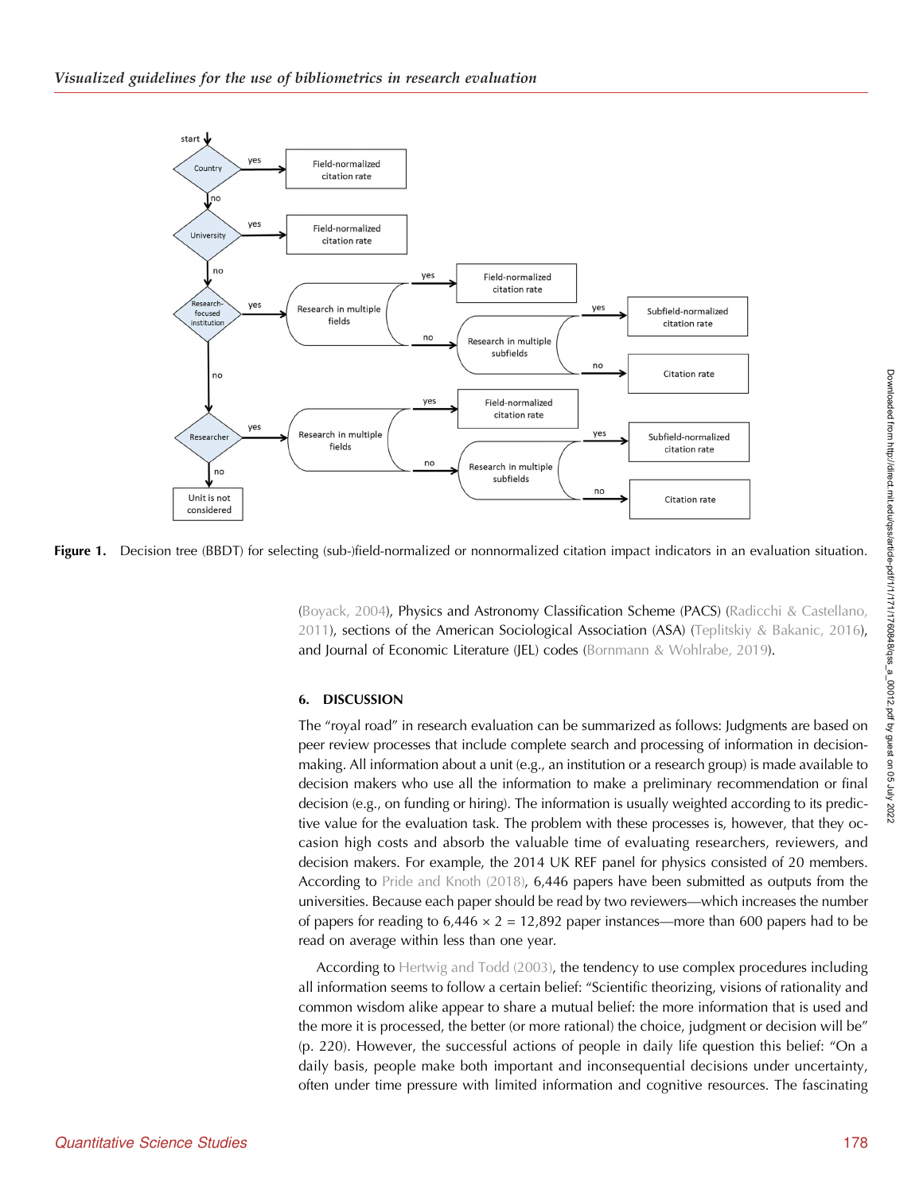Figure 1. Decision tree (BBDT) for selecting (sub-)field-normalized or nonnormalized citation impact indicators in an evaluation situation.

(Boyack, 2004), Physics and Astronomy Classification Scheme (PACS) (Radicchi & Castellano, 2011), sections of the American Sociological Association (ASA) (Teplitskiy & Bakanic, 2016), and Journal of Economic Literature (JEL) codes (Bornmann & Wohlrabe, 2019).

## 6. DISCUSSION

The "royal road" in research evaluation can be summarized as follows: Judgments are based on peer review processes that include complete search and processing of information in decision-making. All information about a unit (e.g., an institution or a research group) is made available to decision makers who use all the information to make a preliminary recommendation or final decision (e.g., on funding or hiring). The information is usually weighted according to its predictive value for the evaluation task. The problem with these processes is, however, that they occasion high costs and absorb the valuable time of evaluating researchers, reviewers, and decision makers. For example, the 2014 UK REF panel for physics consisted of 20 members. According to Pride and Knoth (2018), 6,446 papers have been submitted as outputs from the universities. Because each paper should be read by two reviewers—which increases the number of papers for reading to 6,446 × 2 = 12,892 paper instances—more than 600 papers had to be read on average within less than one year.

According to Hertwig and Todd (2003), the tendency to use complex procedures including all information seems to follow a certain belief: "Scientific theorizing, visions of rationality and common wisdom alike appear to share a mutual belief: the more information that is used and the more it is processed, the better (or more rational) the choice, judgment or decision will be" (p. 220). However, the successful actions of people in daily life question this belief: "On a daily basis, people make both important and inconsequential decisions under uncertainty, often under time pressure with limited information and cognitive resources. The fascinating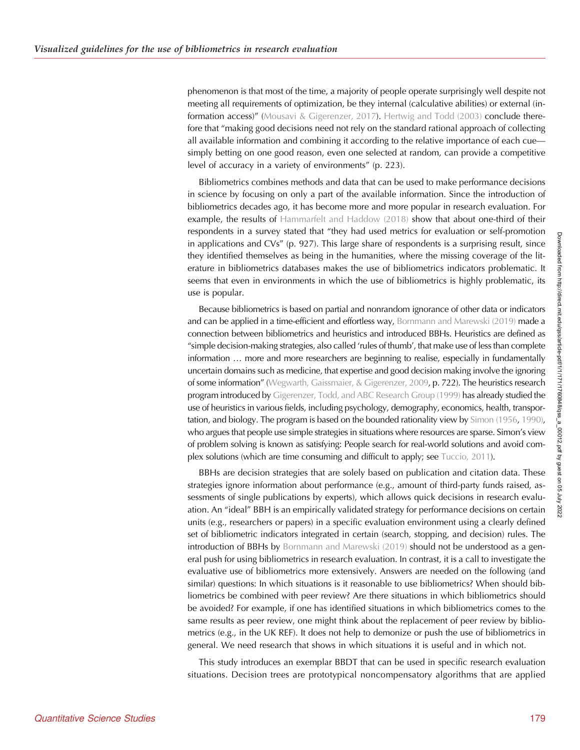phenomenon is that most of the time, a majority of people operate surprisingly well despite not meeting all requirements of optimization, be they internal (calculative abilities) or external (information access)" (Mousavi & Gigerenzer, 2017). Hertwig and Todd (2003) conclude therefore that "making good decisions need not rely on the standard rational approach of collecting all available information and combining it according to the relative importance of each cue—simply betting on one good reason, even one selected at random, can provide a competitive level of accuracy in a variety of environments" (p. 223).

Bibliometrics combines methods and data that can be used to make performance decisions in science by focusing on only a part of the available information. Since the introduction of bibliometrics decades ago, it has become more and more popular in research evaluation. For example, the results of Hammarfelt and Haddow (2018) show that about one-third of their respondents in a survey stated that "they had used metrics for evaluation or self-promotion in applications and CVs" (p. 927). This large share of respondents is a surprising result, since they identified themselves as being in the humanities, where the missing coverage of the literature in bibliometrics databases makes the use of bibliometrics indicators problematic. It seems that even in environments in which the use of bibliometrics is highly problematic, its use is popular.

Because bibliometrics is based on partial and nonrandom ignorance of other data or indicators and can be applied in a time-efficient and effortless way, Bornmann and Marewski (2019) made a connection between bibliometrics and heuristics and introduced BBHs. Heuristics are defined as "simple decision-making strategies, also called 'rules of thumb', that make use of less than complete information … more and more researchers are beginning to realise, especially in fundamentally uncertain domains such as medicine, that expertise and good decision making involve the ignoring of some information" (Wegwarth, Gaissmaier, & Gigerenzer, 2009, p. 722). The heuristics research program introduced by Gigerenzer, Todd, and ABC Research Group (1999) has already studied the use of heuristics in various fields, including psychology, demography, economics, health, transportation, and biology. The program is based on the bounded rationality view by Simon (1956, 1990), who argues that people use simple strategies in situations where resources are sparse. Simon's view of problem solving is known as satisfying: People search for real-world solutions and avoid complex solutions (which are time consuming and difficult to apply; see Tuccio, 2011).

BBHs are decision strategies that are solely based on publication and citation data. These strategies ignore information about performance (e.g., amount of third-party funds raised, assessments of single publications by experts), which allows quick decisions in research evaluation. An "ideal" BBH is an empirically validated strategy for performance decisions on certain units (e.g., researchers or papers) in a specific evaluation environment using a clearly defined set of bibliometric indicators integrated in certain (search, stopping, and decision) rules. The introduction of BBHs by Bornmann and Marewski (2019) should not be understood as a general push for using bibliometrics in research evaluation. In contrast, it is a call to investigate the evaluative use of bibliometrics more extensively. Answers are needed on the following (and similar) questions: In which situations is it reasonable to use bibliometrics? When should bibliometrics be combined with peer review? Are there situations in which bibliometrics should be avoided? For example, if one has identified situations in which bibliometrics comes to the same results as peer review, one might think about the replacement of peer review by bibliometrics (e.g., in the UK REF). It does not help to demonize or push the use of bibliometrics in general. We need research that shows in which situations it is useful and in which not.

This study introduces an exemplar BBDT that can be used in specific research evaluation situations. Decision trees are prototypical noncompensatory algorithms that are applied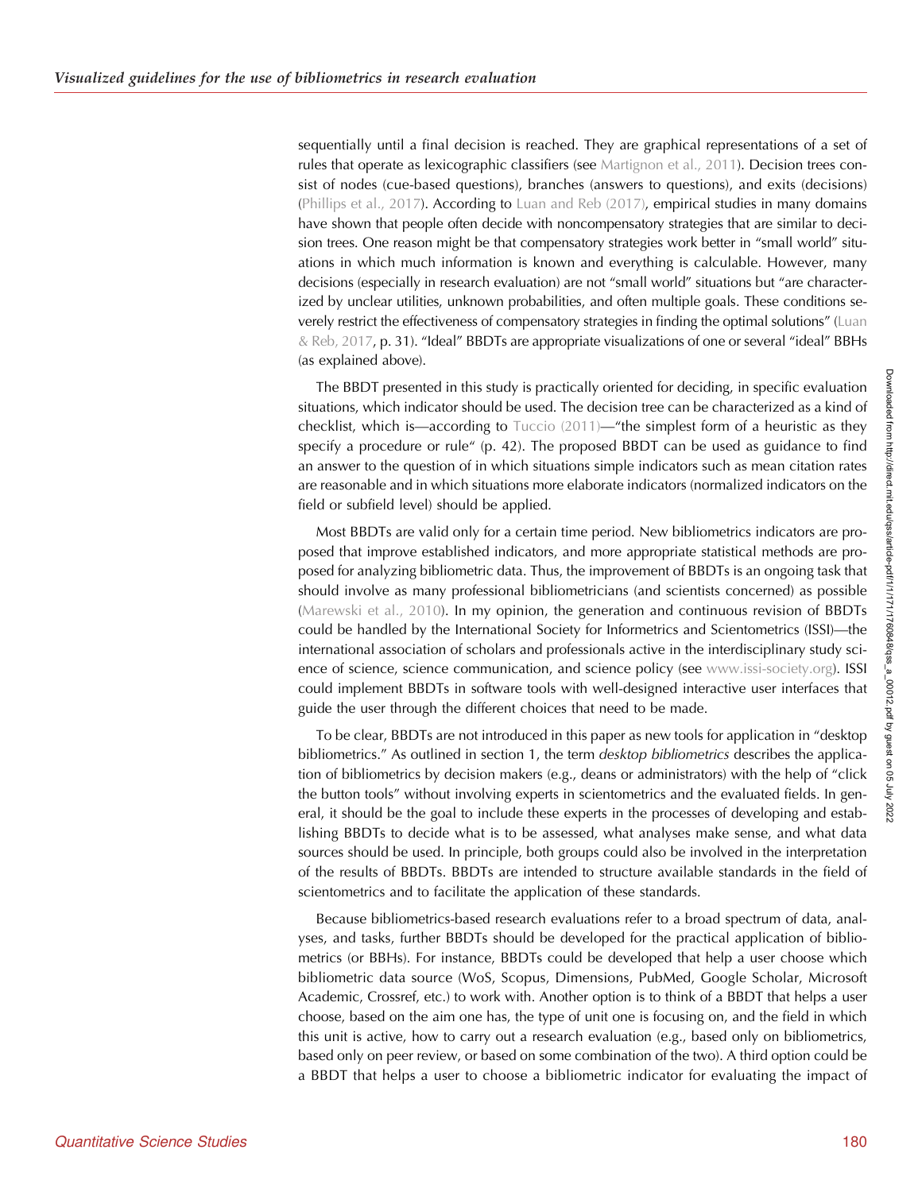sequentially until a final decision is reached. They are graphical representations of a set of rules that operate as lexicographic classifiers (see Martignon et al., 2011). Decision trees consist of nodes (cue-based questions), branches (answers to questions), and exits (decisions) (Phillips et al., 2017). According to Luan and Reb (2017), empirical studies in many domains have shown that people often decide with noncompensatory strategies that are similar to decision trees. One reason might be that compensatory strategies work better in "small world" situations in which much information is known and everything is calculable. However, many decisions (especially in research evaluation) are not "small world" situations but "are characterized by unclear utilities, unknown probabilities, and often multiple goals. These conditions severely restrict the effectiveness of compensatory strategies in finding the optimal solutions" (Luan & Reb, 2017, p. 31). "Ideal" BBDTs are appropriate visualizations of one or several "ideal" BBHs (as explained above).

The BBDT presented in this study is practically oriented for deciding, in specific evaluation situations, which indicator should be used. The decision tree can be characterized as a kind of checklist, which is—according to Tuccio (2011)—"the simplest form of a heuristic as they specify a procedure or rule" (p. 42). The proposed BBDT can be used as guidance to find an answer to the question of in which situations simple indicators such as mean citation rates are reasonable and in which situations more elaborate indicators (normalized indicators on the field or subfield level) should be applied.

Most BBDTs are valid only for a certain time period. New bibliometrics indicators are proposed that improve established indicators, and more appropriate statistical methods are proposed for analyzing bibliometric data. Thus, the improvement of BBDTs is an ongoing task that should involve as many professional bibliometricians (and scientists concerned) as possible (Marewski et al., 2010). In my opinion, the generation and continuous revision of BBDTs could be handled by the International Society for Informetrics and Scientometrics (ISSI)—the international association of scholars and professionals active in the interdisciplinary study science of science, science communication, and science policy (see www.issi-society.org). ISSI could implement BBDTs in software tools with well-designed interactive user interfaces that guide the user through the different choices that need to be made.

To be clear, BBDTs are not introduced in this paper as new tools for application in "desktop bibliometrics." As outlined in section 1, the term *desktop bibliometrics* describes the application of bibliometrics by decision makers (e.g., deans or administrators) with the help of "click the button tools" without involving experts in scientometrics and the evaluated fields. In general, it should be the goal to include these experts in the processes of developing and establishing BBDTs to decide what is to be assessed, what analyses make sense, and what data sources should be used. In principle, both groups could also be involved in the interpretation of the results of BBDTs. BBDTs are intended to structure available standards in the field of scientometrics and to facilitate the application of these standards.

Because bibliometrics-based research evaluations refer to a broad spectrum of data, analyses, and tasks, further BBDTs should be developed for the practical application of bibliometrics (or BBHs). For instance, BBDTs could be developed that help a user choose which bibliometric data source (WoS, Scopus, Dimensions, PubMed, Google Scholar, Microsoft Academic, Crossref, etc.) to work with. Another option is to think of a BBDT that helps a user choose, based on the aim one has, the type of unit one is focusing on, and the field in which this unit is active, how to carry out a research evaluation (e.g., based only on bibliometrics, based only on peer review, or based on some combination of the two). A third option could be a BBDT that helps a user to choose a bibliometric indicator for evaluating the impact of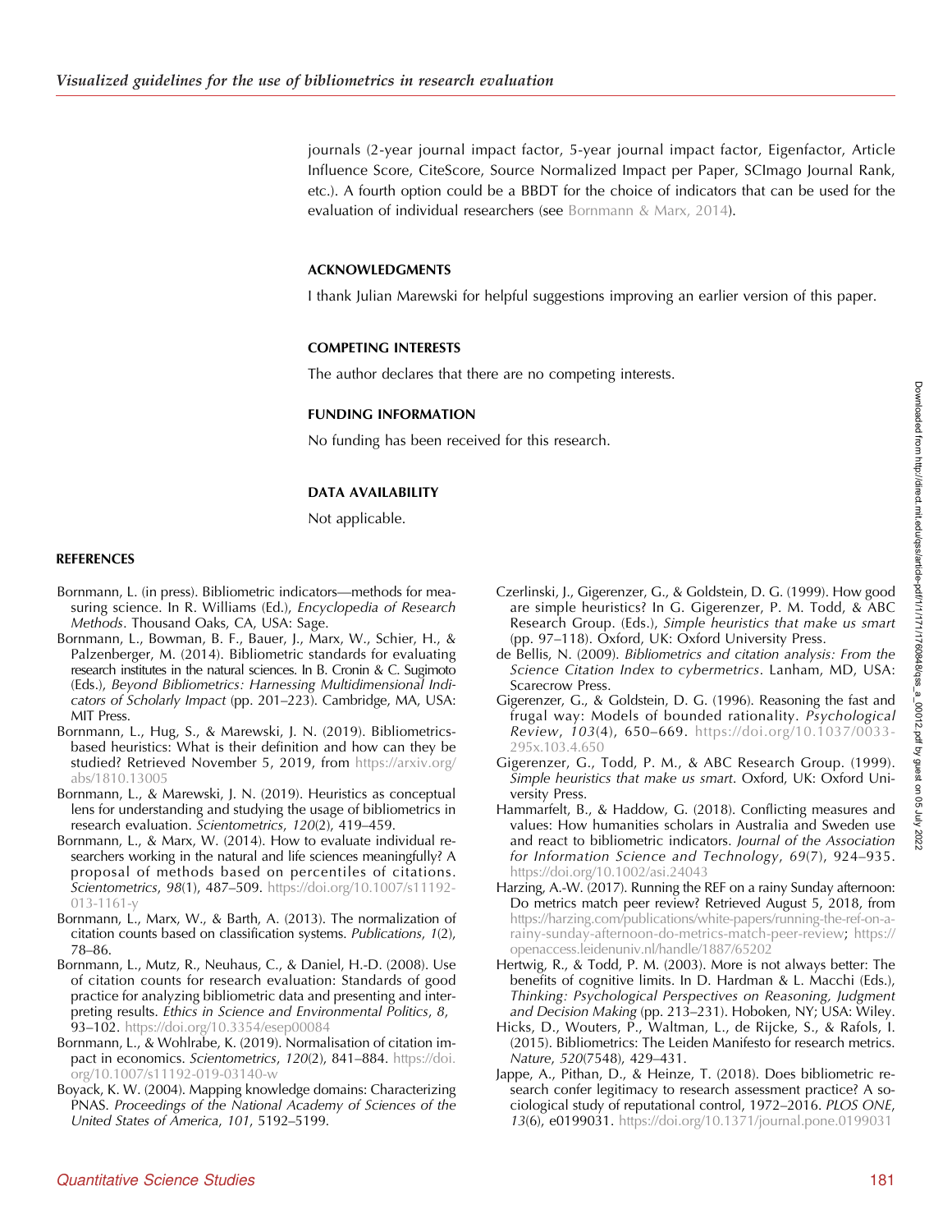journals (2-year journal impact factor, 5-year journal impact factor, Eigenfactor, Article Influence Score, CiteScore, Source Normalized Impact per Paper, SCImago Journal Rank, etc.). A fourth option could be a BBDT for the choice of indicators that can be used for the evaluation of individual researchers (see Bornmann & Marx, 2014).

## ACKNOWLEDGMENTS

I thank Julian Marewski for helpful suggestions improving an earlier version of this paper.

## COMPETING INTERESTS

The author declares that there are no competing interests.

## FUNDING INFORMATION

No funding has been received for this research.

## DATA AVAILABILITY

Not applicable.

## REFERENCES

Bornmann, L. (in press). Bibliometric indicators—methods for measuring science. In R. Williams (Ed.), *Encyclopedia of Research Methods*. Thousand Oaks, CA, USA: Sage.

Bornmann, L., Bowman, B. F., Bauer, J., Marx, W., Schier, H., & Palzenberger, M. (2014). Bibliometric standards for evaluating research institutes in the natural sciences. In B. Cronin & C. Sugimoto (Eds.), *Beyond Bibliometrics: Harnessing Multidimensional Indicators of Scholarly Impact* (pp. 201–223). Cambridge, MA, USA: MIT Press.

Bornmann, L., Hug, S., & Marewski, J. N. (2019). Bibliometrics-based heuristics: What is their definition and how can they be studied? Retrieved November 5, 2019, from https://arxiv.org/abs/1810.13005

Bornmann, L., & Marewski, J. N. (2019). Heuristics as conceptual lens for understanding and studying the usage of bibliometrics in research evaluation. *Scientometrics*, *120*(2), 419–459.

Bornmann, L., & Marx, W. (2014). How to evaluate individual researchers working in the natural and life sciences meaningfully? A proposal of methods based on percentiles of citations. *Scientometrics*, *98*(1), 487–509. https://doi.org/10.1007/s11192-013-1161-y

Bornmann, L., Marx, W., & Barth, A. (2013). The normalization of citation counts based on classification systems. *Publications*, *1*(2), 78–86.

Bornmann, L., Mutz, R., Neuhaus, C., & Daniel, H.-D. (2008). Use of citation counts for research evaluation: Standards of good practice for analyzing bibliometric data and presenting and interpreting results. *Ethics in Science and Environmental Politics*, *8*, 93–102. https://doi.org/10.3354/esep00084

Bornmann, L., & Wohlrabe, K. (2019). Normalisation of citation impact in economics. *Scientometrics*, *120*(2), 841–884. https://doi.org/10.1007/s11192-019-03140-w

Boyack, K. W. (2004). Mapping knowledge domains: Characterizing PNAS. *Proceedings of the National Academy of Sciences of the United States of America*, *101*, 5192–5199.

Czerlinski, J., Gigerenzer, G., & Goldstein, D. G. (1999). How good are simple heuristics? In G. Gigerenzer, P. M. Todd, & ABC Research Group. (Eds.), *Simple heuristics that make us smart* (pp. 97–118). Oxford, UK: Oxford University Press.

de Bellis, N. (2009). *Bibliometrics and citation analysis: From the Science Citation Index to cybermetrics*. Lanham, MD, USA: Scarecrow Press.

Gigerenzer, G., & Goldstein, D. G. (1996). Reasoning the fast and frugal way: Models of bounded rationality. *Psychological Review*, *103*(4), 650–669. https://doi.org/10.1037/0033-295x.103.4.650

Gigerenzer, G., Todd, P. M., & ABC Research Group. (1999). *Simple heuristics that make us smart*. Oxford, UK: Oxford University Press.

Hammarfelt, B., & Haddow, G. (2018). Conflicting measures and values: How humanities scholars in Australia and Sweden use and react to bibliometric indicators. *Journal of the Association for Information Science and Technology*, *69*(7), 924–935. https://doi.org/10.1002/asi.24043

Harzing, A.-W. (2017). Running the REF on a rainy Sunday afternoon: Do metrics match peer review? Retrieved August 5, 2018, from https://harzing.com/publications/white-papers/running-the-ref-on-a-rainy-sunday-afternoon-do-metrics-match-peer-review; https://openaccess.leidenuniv.nl/handle/1887/65202

Hertwig, R., & Todd, P. M. (2003). More is not always better: The benefits of cognitive limits. In D. Hardman & L. Macchi (Eds.), *Thinking: Psychological Perspectives on Reasoning, Judgment and Decision Making* (pp. 213–231). Hoboken, NY; USA: Wiley.

Hicks, D., Wouters, P., Waltman, L., de Rijcke, S., & Rafols, I. (2015). Bibliometrics: The Leiden Manifesto for research metrics. *Nature*, *520*(7548), 429–431.

Jappe, A., Pithan, D., & Heinze, T. (2018). Does bibliometric research confer legitimacy to research assessment practice? A sociological study of reputational control, 1972–2016. *PLOS ONE*, *13*(6), e0199031. https://doi.org/10.1371/journal.pone.0199031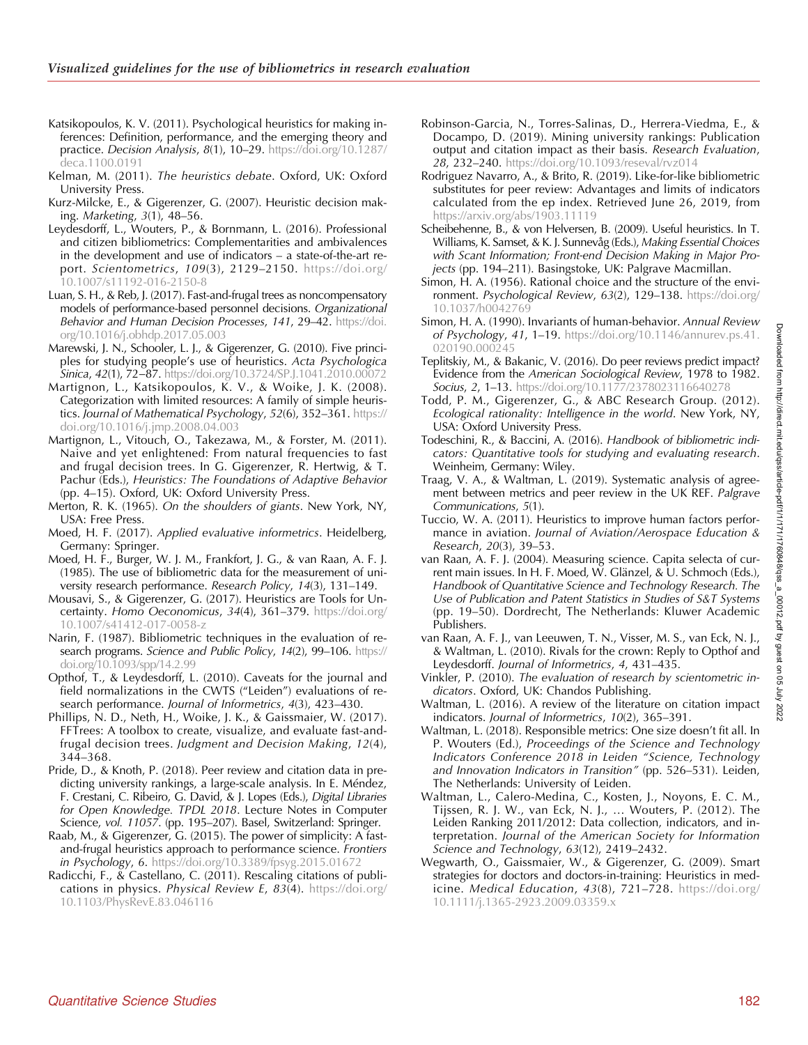Katsikopoulos, K. V. (2011). Psychological heuristics for making inferences: Definition, performance, and the emerging theory and practice. *Decision Analysis*, *8*(1), 10–29. https://doi.org/10.1287/deca.1100.0191

Kelman, M. (2011). *The heuristics debate*. Oxford, UK: Oxford University Press.

Kurz-Milcke, E., & Gigerenzer, G. (2007). Heuristic decision making. *Marketing*, *3*(1), 48–56.

Leydesdorff, L., Wouters, P., & Bornmann, L. (2016). Professional and citizen bibliometrics: Complementarities and ambivalences in the development and use of indicators – a state-of-the-art report. *Scientometrics*, *109*(3), 2129–2150. https://doi.org/10.1007/s11192-016-2150-8

Luan, S. H., & Reb, J. (2017). Fast-and-frugal trees as noncompensatory models of performance-based personnel decisions. *Organizational Behavior and Human Decision Processes*, *141*, 29–42. https://doi.org/10.1016/j.obhdp.2017.05.003

Marewski, J. N., Schooler, L. J., & Gigerenzer, G. (2010). Five principles for studying people's use of heuristics. *Acta Psychologica Sinica*, *42*(1), 72–87. https://doi.org/10.3724/SP.J.1041.2010.00072

Martignon, L., Katsikopoulos, K. V., & Woike, J. K. (2008). Categorization with limited resources: A family of simple heuristics. *Journal of Mathematical Psychology*, *52*(6), 352–361. https://doi.org/10.1016/j.jmp.2008.04.003

Martignon, L., Vitouch, O., Takezawa, M., & Forster, M. (2011). Naive and yet enlightened: From natural frequencies to fast and frugal decision trees. In G. Gigerenzer, R. Hertwig, & T. Pachur (Eds.), *Heuristics: The Foundations of Adaptive Behavior* (pp. 4–15). Oxford, UK: Oxford University Press.

Merton, R. K. (1965). *On the shoulders of giants*. New York, NY, USA: Free Press.

Moed, H. F. (2017). *Applied evaluative informetrics*. Heidelberg, Germany: Springer.

Moed, H. F., Burger, W. J. M., Frankfort, J. G., & van Raan, A. F. J. (1985). The use of bibliometric data for the measurement of university research performance. *Research Policy*, *14*(3), 131–149.

Mousavi, S., & Gigerenzer, G. (2017). Heuristics are Tools for Uncertainty. *Homo Oeconomicus*, *34*(4), 361–379. https://doi.org/10.1007/s41412-017-0058-z

Narin, F. (1987). Bibliometric techniques in the evaluation of research programs. *Science and Public Policy*, *14*(2), 99–106. https://doi.org/10.1093/spp/14.2.99

Opthof, T., & Leydesdorff, L. (2010). Caveats for the journal and field normalizations in the CWTS ("Leiden") evaluations of research performance. *Journal of Informetrics*, *4*(3), 423–430.

Phillips, N. D., Neth, H., Woike, J. K., & Gaissmaier, W. (2017). FFTrees: A toolbox to create, visualize, and evaluate fast-and-frugal decision trees. *Judgment and Decision Making*, *12*(4), 344–368.

Pride, D., & Knoth, P. (2018). Peer review and citation data in predicting university rankings, a large-scale analysis. In E. Méndez, F. Crestani, C. Ribeiro, G. David, & J. Lopes (Eds.), *Digital Libraries for Open Knowledge. TPDL 2018*. Lecture Notes in Computer Science, *vol. 11057*. (pp. 195–207). Basel, Switzerland: Springer.

Raab, M., & Gigerenzer, G. (2015). The power of simplicity: A fast-and-frugal heuristics approach to performance science. *Frontiers in Psychology*, *6*. https://doi.org/10.3389/fpsyg.2015.01672

Radicchi, F., & Castellano, C. (2011). Rescaling citations of publications in physics. *Physical Review E*, *83*(4). https://doi.org/10.1103/PhysRevE.83.046116

Robinson-Garcia, N., Torres-Salinas, D., Herrera-Viedma, E., & Docampo, D. (2019). Mining university rankings: Publication output and citation impact as their basis. *Research Evaluation*, *28*, 232–240. https://doi.org/10.1093/reseval/rvz014

Rodriguez Navarro, A., & Brito, R. (2019). Like-for-like bibliometric substitutes for peer review: Advantages and limits of indicators calculated from the ep index. Retrieved June 26, 2019, from https://arxiv.org/abs/1903.11119

Scheibehenne, B., & von Helversen, B. (2009). Useful heuristics. In T. Williams, K. Samset, & K. J. Sunnevåg (Eds.), *Making Essential Choices with Scant Information; Front-end Decision Making in Major Projects* (pp. 194–211). Basingstoke, UK: Palgrave Macmillan.

Simon, H. A. (1956). Rational choice and the structure of the environment. *Psychological Review*, *63*(2), 129–138. https://doi.org/10.1037/h0042769

Simon, H. A. (1990). Invariants of human-behavior. *Annual Review of Psychology*, *41*, 1–19. https://doi.org/10.1146/annurev.ps.41.020190.000245

Teplitskiy, M., & Bakanic, V. (2016). Do peer reviews predict impact? Evidence from the *American Sociological Review*, 1978 to 1982. *Socius*, *2*, 1–13. https://doi.org/10.1177/2378023116640278

Todd, P. M., Gigerenzer, G., & ABC Research Group. (2012). *Ecological rationality: Intelligence in the world*. New York, NY, USA: Oxford University Press.

Todeschini, R., & Baccini, A. (2016). *Handbook of bibliometric indicators: Quantitative tools for studying and evaluating research*. Weinheim, Germany: Wiley.

Traag, V. A., & Waltman, L. (2019). Systematic analysis of agreement between metrics and peer review in the UK REF. *Palgrave Communications*, *5*(1).

Tuccio, W. A. (2011). Heuristics to improve human factors performance in aviation. *Journal of Aviation/Aerospace Education & Research*, *20*(3), 39–53.

van Raan, A. F. J. (2004). Measuring science. Capita selecta of current main issues. In H. F. Moed, W. Glänzel, & U. Schmoch (Eds.), *Handbook of Quantitative Science and Technology Research. The Use of Publication and Patent Statistics in Studies of S&T Systems* (pp. 19–50). Dordrecht, The Netherlands: Kluwer Academic Publishers.

van Raan, A. F. J., van Leeuwen, T. N., Visser, M. S., van Eck, N. J., & Waltman, L. (2010). Rivals for the crown: Reply to Opthof and Leydesdorff. *Journal of Informetrics*, *4*, 431–435.

Vinkler, P. (2010). *The evaluation of research by scientometric indicators*. Oxford, UK: Chandos Publishing.

Waltman, L. (2016). A review of the literature on citation impact indicators. *Journal of Informetrics*, *10*(2), 365–391.

Waltman, L. (2018). Responsible metrics: One size doesn't fit all. In P. Wouters (Ed.), *Proceedings of the Science and Technology Indicators Conference 2018 in Leiden "Science, Technology and Innovation Indicators in Transition"* (pp. 526–531). Leiden, The Netherlands: University of Leiden.

Waltman, L., Calero-Medina, C., Kosten, J., Noyons, E. C. M., Tijssen, R. J. W., van Eck, N. J., … Wouters, P. (2012). The Leiden Ranking 2011/2012: Data collection, indicators, and interpretation. *Journal of the American Society for Information Science and Technology*, *63*(12), 2419–2432.

Wegwarth, O., Gaissmaier, W., & Gigerenzer, G. (2009). Smart strategies for doctors and doctors-in-training: Heuristics in medicine. *Medical Education*, *43*(8), 721–728. https://doi.org/10.1111/j.1365-2923.2009.03359.x